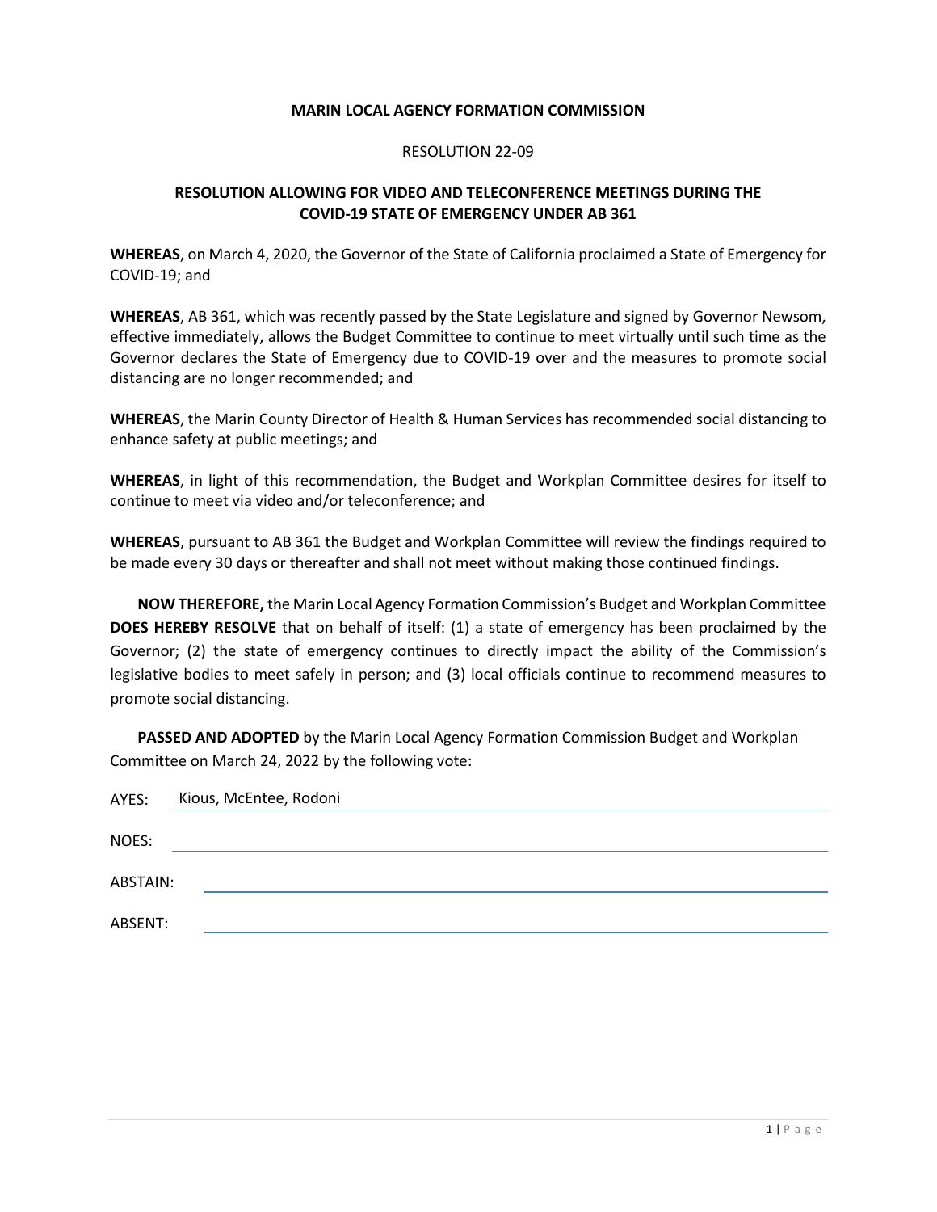**MARIN LOCAL AGENCY FORMATION COMMISSION**

RESOLUTION 22-09

**RESOLUTION ALLOWING FOR VIDEO AND TELECONFERENCE MEETINGS DURING THE COVID-19 STATE OF EMERGENCY UNDER AB 361**

**WHEREAS**, on March 4, 2020, the Governor of the State of California proclaimed a State of Emergency for COVID-19; and

**WHEREAS**, AB 361, which was recently passed by the State Legislature and signed by Governor Newsom, effective immediately, allows the Budget Committee to continue to meet virtually until such time as the Governor declares the State of Emergency due to COVID-19 over and the measures to promote social distancing are no longer recommended; and

**WHEREAS**, the Marin County Director of Health & Human Services has recommended social distancing to enhance safety at public meetings; and

**WHEREAS**, in light of this recommendation, the Budget and Workplan Committee desires for itself to continue to meet via video and/or teleconference; and

**WHEREAS**, pursuant to AB 361 the Budget and Workplan Committee will review the findings required to be made every 30 days or thereafter and shall not meet without making those continued findings.

**NOW THEREFORE,** the Marin Local Agency Formation Commission's Budget and Workplan Committee **DOES HEREBY RESOLVE** that on behalf of itself: (1) a state of emergency has been proclaimed by the Governor; (2) the state of emergency continues to directly impact the ability of the Commission's legislative bodies to meet safely in person; and (3) local officials continue to recommend measures to promote social distancing.

**PASSED AND ADOPTED** by the Marin Local Agency Formation Commission Budget and Workplan Committee on March 24, 2022 by the following vote:

AYES: Kious, McEntee, Rodoni

NOES: \_\_\_\_\_\_\_\_\_\_

ABSTAIN: \_\_\_\_\_\_\_\_\_\_

ABSENT: \_\_\_\_\_\_\_\_\_\_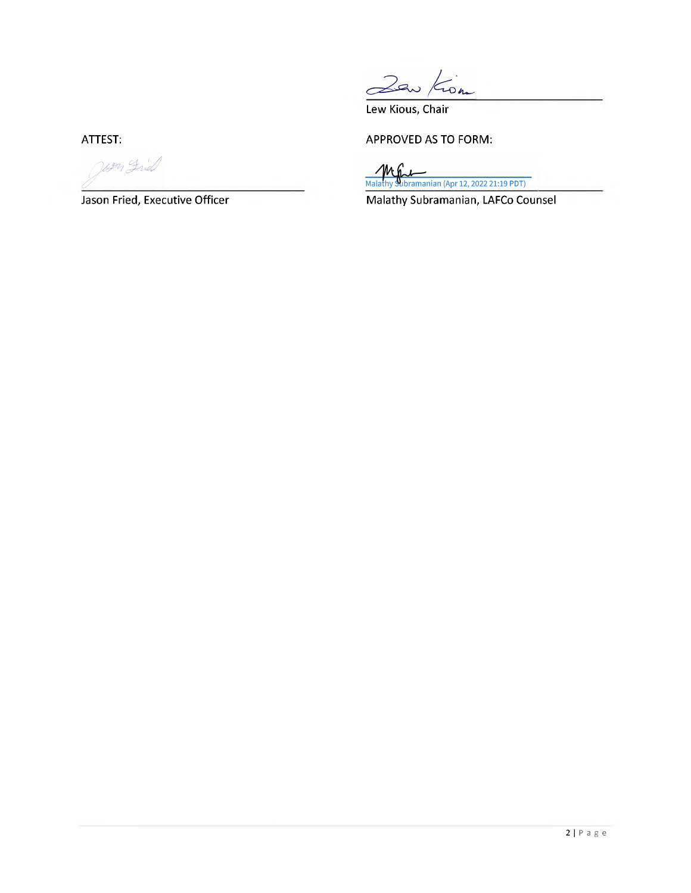Lew Kious, Chair

ATTEST:

Jason Fried, Executive Officer

APPROVED AS TO FORM:

Malathy Subramanian (Apr 12, 2022 21:19 PDT)

Malathy Subramanian, LAFCo Counsel